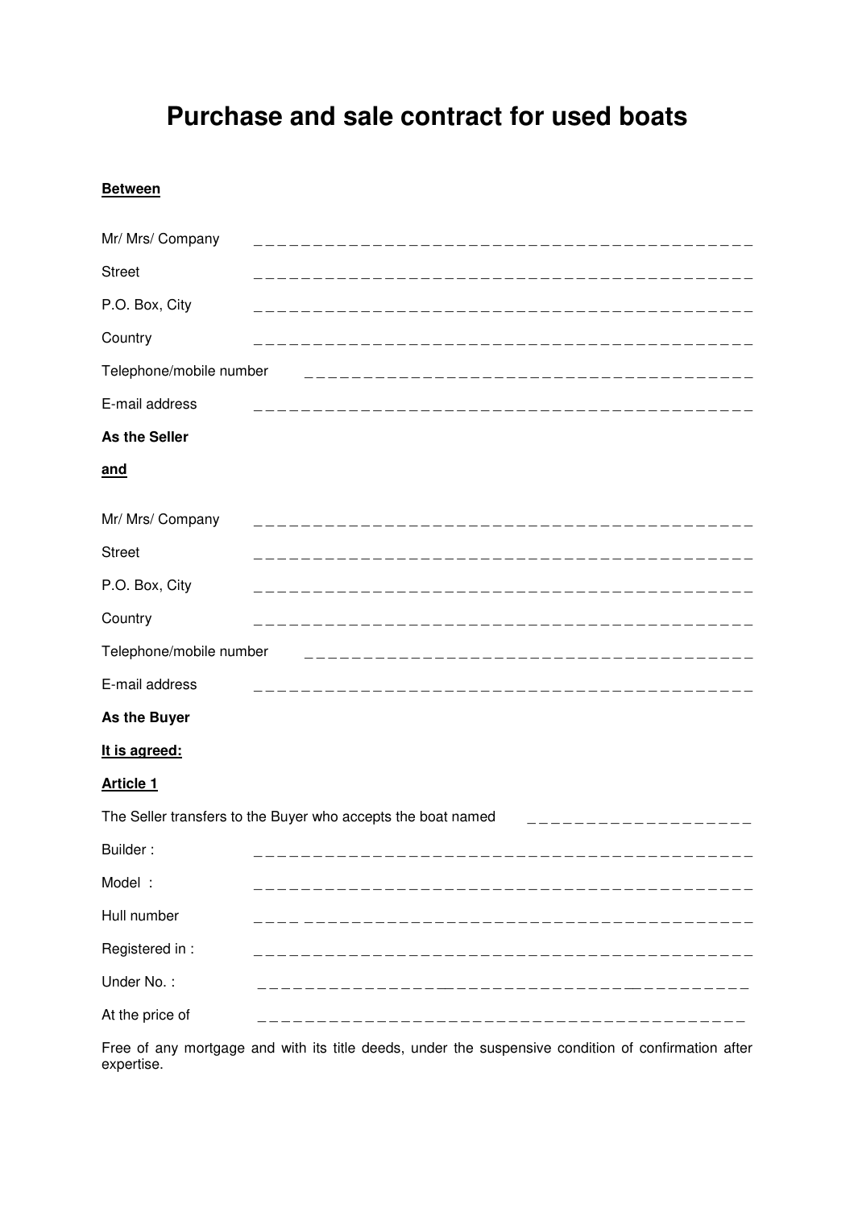# Purchase and sale contract for used boats

**Between**

Mr/ Mrs/ Company _ _ _ _ _ _ _ _ _ _ _ _ _ _ _ _ _ _ _ _ _ _ _ _ _ _ _ _ _ _ _ _ _ _ _ _ _ _ _ _ _ _

Street _ _ _ _ _ _ _ _ _ _ _ _ _ _ _ _ _ _ _ _ _ _ _ _ _ _ _ _ _ _ _ _ _ _ _ _ _ _ _ _ _ _

P.O. Box, City _ _ _ _ _ _ _ _ _ _ _ _ _ _ _ _ _ _ _ _ _ _ _ _ _ _ _ _ _ _ _ _ _ _ _ _ _ _ _ _ _ _

Country _ _ _ _ _ _ _ _ _ _ _ _ _ _ _ _ _ _ _ _ _ _ _ _ _ _ _ _ _ _ _ _ _ _ _ _ _ _ _ _ _ _

Telephone/mobile number _ _ _ _ _ _ _ _ _ _ _ _ _ _ _ _ _ _ _ _ _ _ _ _ _ _ _ _ _ _ _ _ _ _ _ _ _ _

E-mail address _ _ _ _ _ _ _ _ _ _ _ _ _ _ _ _ _ _ _ _ _ _ _ _ _ _ _ _ _ _ _ _ _ _ _ _ _ _ _ _ _ _

**As the Seller**

**and**

Mr/ Mrs/ Company _ _ _ _ _ _ _ _ _ _ _ _ _ _ _ _ _ _ _ _ _ _ _ _ _ _ _ _ _ _ _ _ _ _ _ _ _ _ _ _ _ _

Street _ _ _ _ _ _ _ _ _ _ _ _ _ _ _ _ _ _ _ _ _ _ _ _ _ _ _ _ _ _ _ _ _ _ _ _ _ _ _ _ _ _

P.O. Box, City _ _ _ _ _ _ _ _ _ _ _ _ _ _ _ _ _ _ _ _ _ _ _ _ _ _ _ _ _ _ _ _ _ _ _ _ _ _ _ _ _ _

Country _ _ _ _ _ _ _ _ _ _ _ _ _ _ _ _ _ _ _ _ _ _ _ _ _ _ _ _ _ _ _ _ _ _ _ _ _ _ _ _ _ _

Telephone/mobile number _ _ _ _ _ _ _ _ _ _ _ _ _ _ _ _ _ _ _ _ _ _ _ _ _ _ _ _ _ _ _ _ _ _ _ _ _ _

E-mail address _ _ _ _ _ _ _ _ _ _ _ _ _ _ _ _ _ _ _ _ _ _ _ _ _ _ _ _ _ _ _ _ _ _ _ _ _ _ _ _ _ _

**As the Buyer**

**It is agreed:**

**Article 1**

The Seller transfers to the Buyer who accepts the boat named _ _ _ _ _ _ _ _ _ _ _ _ _ _ _ _ _ _ _

Builder : _ _ _ _ _ _ _ _ _ _ _ _ _ _ _ _ _ _ _ _ _ _ _ _ _ _ _ _ _ _ _ _ _ _ _ _ _ _ _ _ _ _

Model : _ _ _ _ _ _ _ _ _ _ _ _ _ _ _ _ _ _ _ _ _ _ _ _ _ _ _ _ _ _ _ _ _ _ _ _ _ _ _ _ _ _

Hull number _ _ _ _ _ _ _ _ _ _ _ _ _ _ _ _ _ _ _ _ _ _ _ _ _ _ _ _ _ _ _ _ _ _ _ _ _ _ _ _ _ _

Registered in : _ _ _ _ _ _ _ _ _ _ _ _ _ _ _ _ _ _ _ _ _ _ _ _ _ _ _ _ _ _ _ _ _ _ _ _ _ _ _ _ _ _

Under No. : _ _ _ _ _ _ _ _ _ _ _ _ _ _ _ _ _ _ _ _ _ _ _ _ _ _ _ _ _ _ _ _ _ _ _ _ _ _ _ _ _ _

At the price of _ _ _ _ _ _ _ _ _ _ _ _ _ _ _ _ _ _ _ _ _ _ _ _ _ _ _ _ _ _ _ _ _ _ _ _ _ _ _ _ _ _

Free of any mortgage and with its title deeds, under the suspensive condition of confirmation after expertise.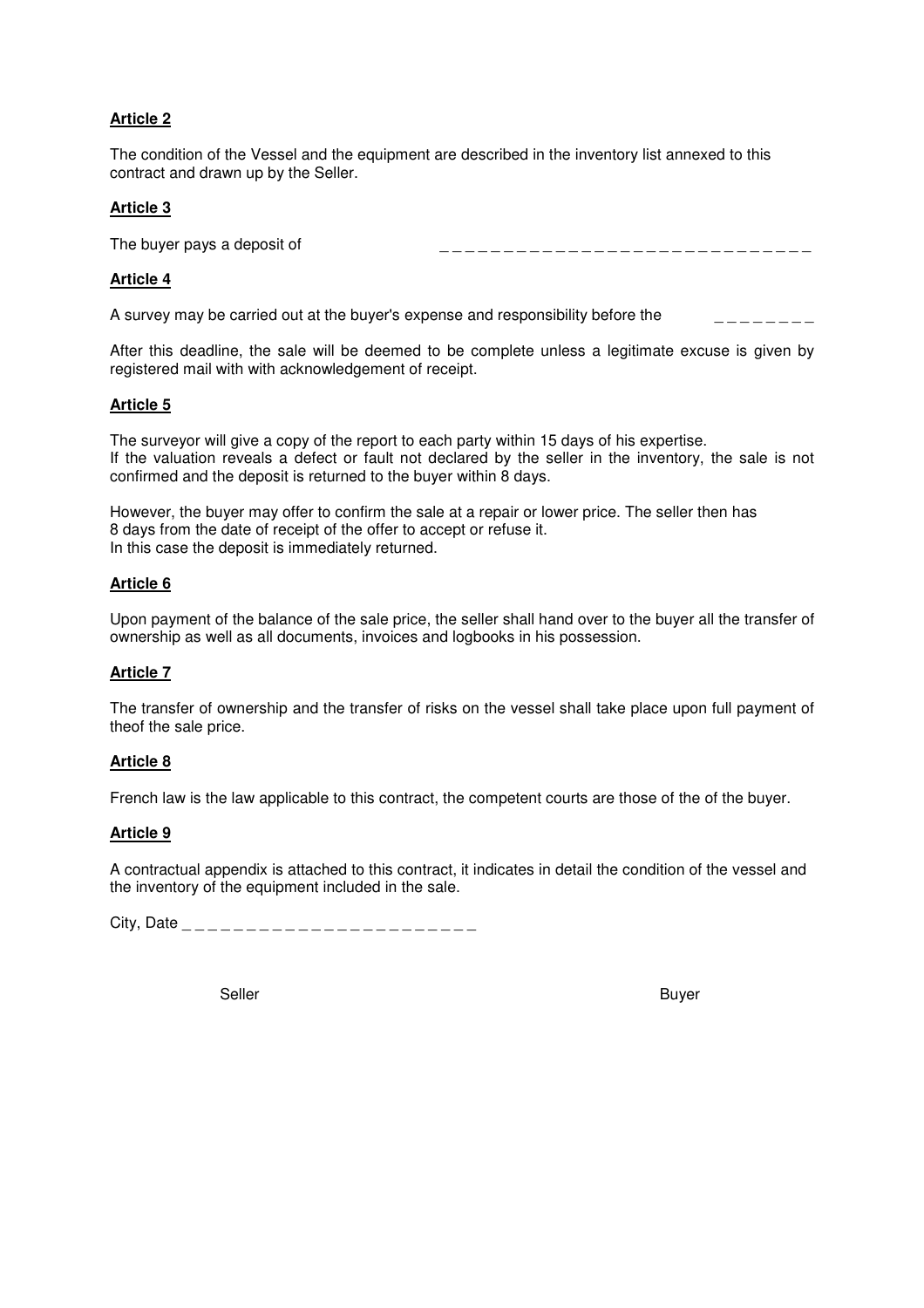**Article 2**

The condition of the Vessel and the equipment are described in the inventory list annexed to this contract and drawn up by the Seller.

**Article 3**

The buyer pays a deposit of _ _ _ _ _ _ _ _ _ _ _ _ _ _ _ _ _ _ _ _ _ _ _ _ _ _ _ _ _ _

**Article 4**

A survey may be carried out at the buyer's expense and responsibility before the _ _ _ _ _ _ _ _

After this deadline, the sale will be deemed to be complete unless a legitimate excuse is given by registered mail with with acknowledgement of receipt.

**Article 5**

The surveyor will give a copy of the report to each party within 15 days of his expertise.
If the valuation reveals a defect or fault not declared by the seller in the inventory, the sale is not confirmed and the deposit is returned to the buyer within 8 days.

However, the buyer may offer to confirm the sale at a repair or lower price. The seller then has 8 days from the date of receipt of the offer to accept or refuse it.
In this case the deposit is immediately returned.

**Article 6**

Upon payment of the balance of the sale price, the seller shall hand over to the buyer all the transfer of ownership as well as all documents, invoices and logbooks in his possession.

**Article 7**

The transfer of ownership and the transfer of risks on the vessel shall take place upon full payment of theof the sale price.

**Article 8**

French law is the law applicable to this contract, the competent courts are those of the of the buyer.

**Article 9**

A contractual appendix is attached to this contract, it indicates in detail the condition of the vessel and the inventory of the equipment included in the sale.

City, Date _ _ _ _ _ _ _ _ _ _ _ _ _ _ _ _ _ _ _ _ _ _ _ _

Seller

Buyer